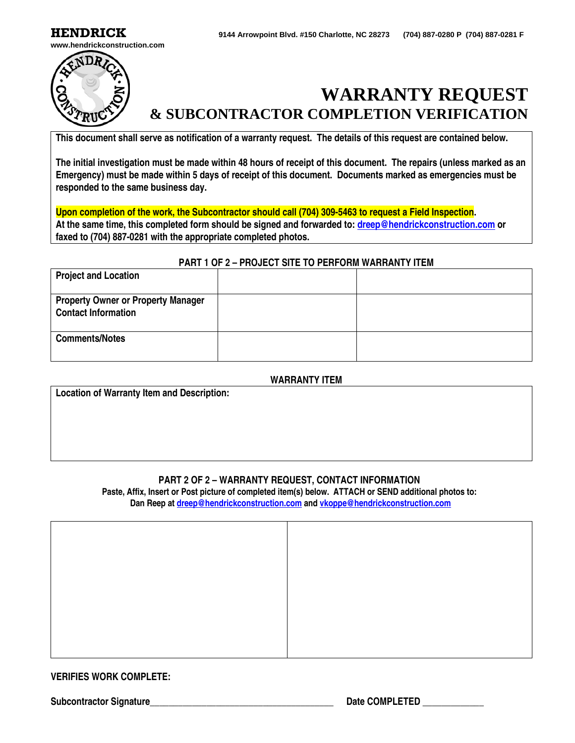**HENDRICK**
www.hendrickconstruction.com

9144 Arrowpoint Blvd. #150 Charlotte, NC 28273 (704) 887-0280 P (704) 887-0281 F

# WARRANTY REQUEST
## & SUBCONTRACTOR COMPLETION VERIFICATION

**This document shall serve as notification of a warranty request. The details of this request are contained below.**

**The initial investigation must be made within 48 hours of receipt of this document. The repairs (unless marked as an Emergency) must be made within 5 days of receipt of this document. Documents marked as emergencies must be responded to the same business day.**

**Upon completion of the work, the Subcontractor should call (704) 309-5463 to request a Field Inspection.**
**At the same time, this completed form should be signed and forwarded to: dreep@hendrickconstruction.com or faxed to (704) 887-0281 with the appropriate completed photos.**

### PART 1 OF 2 – PROJECT SITE TO PERFORM WARRANTY ITEM

| | | |
|---|---|---|
| Project and Location | | |
| Property Owner or Property Manager Contact Information | | |
| Comments/Notes | | |

### WARRANTY ITEM

| Location of Warranty Item and Description: |
|---|
| |

### PART 2 OF 2 – WARRANTY REQUEST, CONTACT INFORMATION

**Paste, Affix, Insert or Post picture of completed item(s) below. ATTACH or SEND additional photos to:**
**Dan Reep at dreep@hendrickconstruction.com and vkoppe@hendrickconstruction.com**

| | |
|---|---|
| | |

**VERIFIES WORK COMPLETE:**

**Subcontractor Signature**\_\_\_\_\_\_\_\_\_\_\_\_\_\_\_\_\_\_\_\_\_\_\_\_\_\_\_\_\_\_\_\_\_\_\_\_ **Date COMPLETED** \_\_\_\_\_\_\_\_\_\_\_\_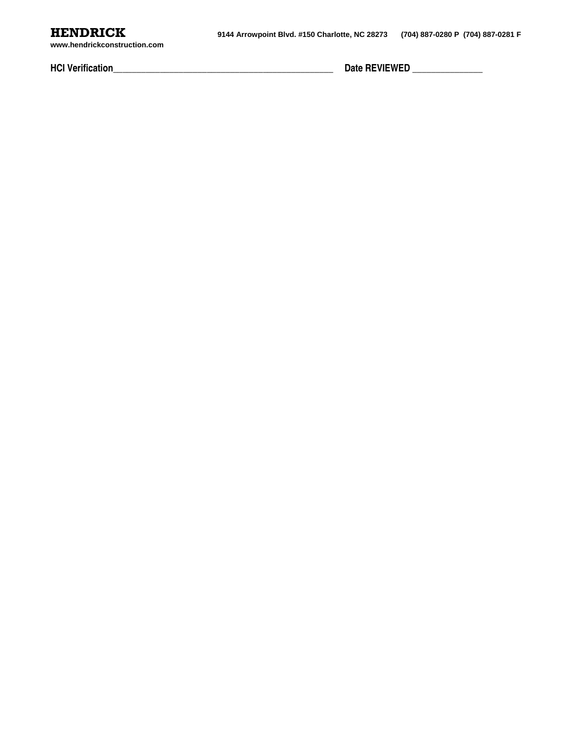**HENDRICK**

**www.hendrickconstruction.com**

**9144 Arrowpoint Blvd. #150 Charlotte, NC 28273  (704) 887-0280 P (704) 887-0281 F**

**HCI Verification**_______________________________________________ **Date REVIEWED** _______________